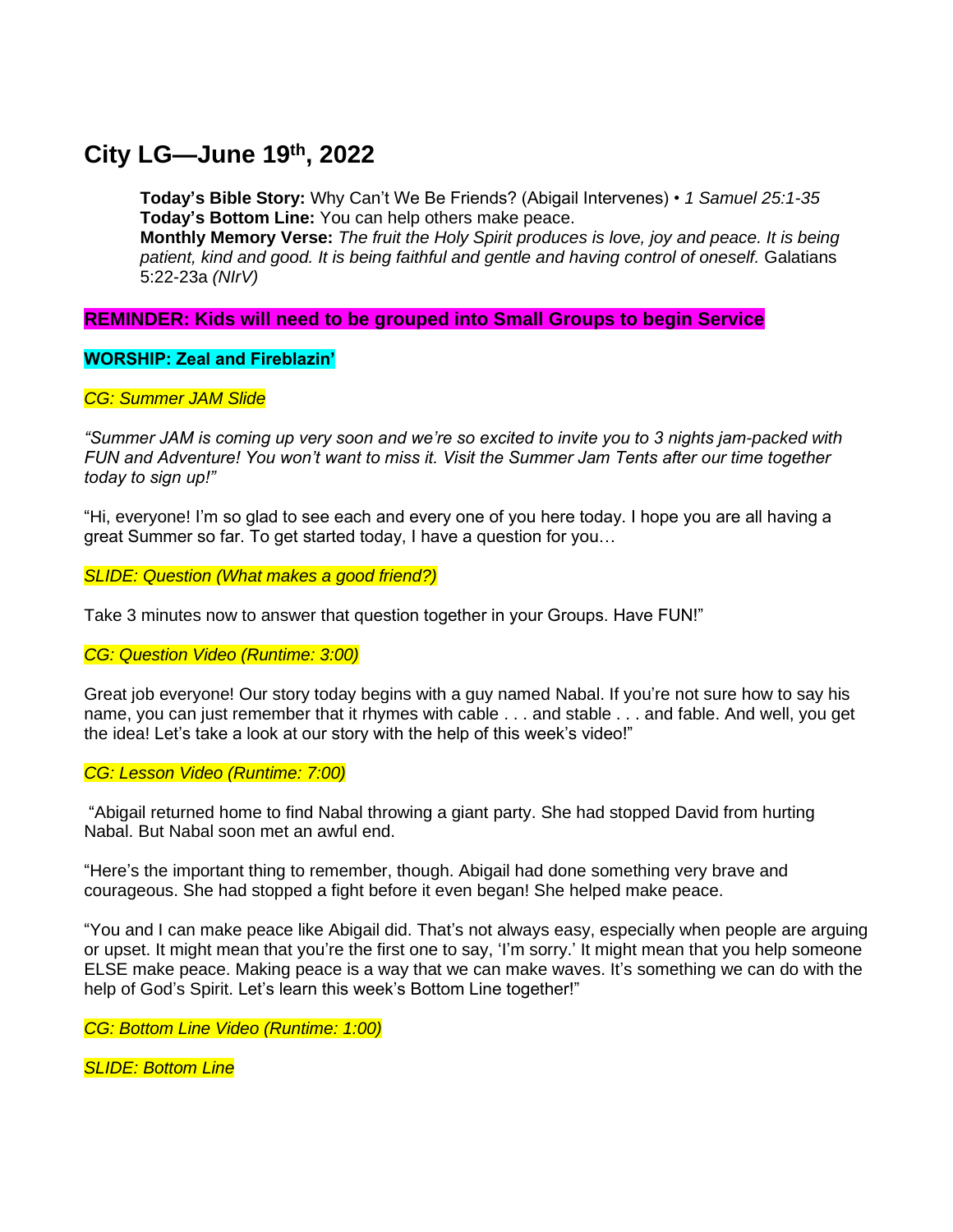# City LG—June 19th, 2022

> **Today's Bible Story:** Why Can't We Be Friends? (Abigail Intervenes) • *1 Samuel 25:1-35*
> **Today's Bottom Line:** You can help others make peace.
> **Monthly Memory Verse:** *The fruit the Holy Spirit produces is love, joy and peace. It is being patient, kind and good. It is being faithful and gentle and having control of oneself.* Galatians 5:22-23a *(NIrV)*

**REMINDER: Kids will need to be grouped into Small Groups to begin Service**

**WORSHIP: Zeal and Fireblazin'**

*CG: Summer JAM Slide*

*"Summer JAM is coming up very soon and we're so excited to invite you to 3 nights jam-packed with FUN and Adventure! You won't want to miss it. Visit the Summer Jam Tents after our time together today to sign up!"*

"Hi, everyone! I'm so glad to see each and every one of you here today. I hope you are all having a great Summer so far. To get started today, I have a question for you…

*SLIDE: Question (What makes a good friend?)*

Take 3 minutes now to answer that question together in your Groups. Have FUN!"

*CG: Question Video (Runtime: 3:00)*

Great job everyone! Our story today begins with a guy named Nabal. If you're not sure how to say his name, you can just remember that it rhymes with cable . . . and stable . . . and fable. And well, you get the idea! Let's take a look at our story with the help of this week's video!"

*CG: Lesson Video (Runtime: 7:00)*

"Abigail returned home to find Nabal throwing a giant party. She had stopped David from hurting Nabal. But Nabal soon met an awful end.

"Here's the important thing to remember, though. Abigail had done something very brave and courageous. She had stopped a fight before it even began! She helped make peace.

"You and I can make peace like Abigail did. That's not always easy, especially when people are arguing or upset. It might mean that you're the first one to say, 'I'm sorry.' It might mean that you help someone ELSE make peace. Making peace is a way that we can make waves. It's something we can do with the help of God's Spirit. Let's learn this week's Bottom Line together!"

*CG: Bottom Line Video (Runtime: 1:00)*

*SLIDE: Bottom Line*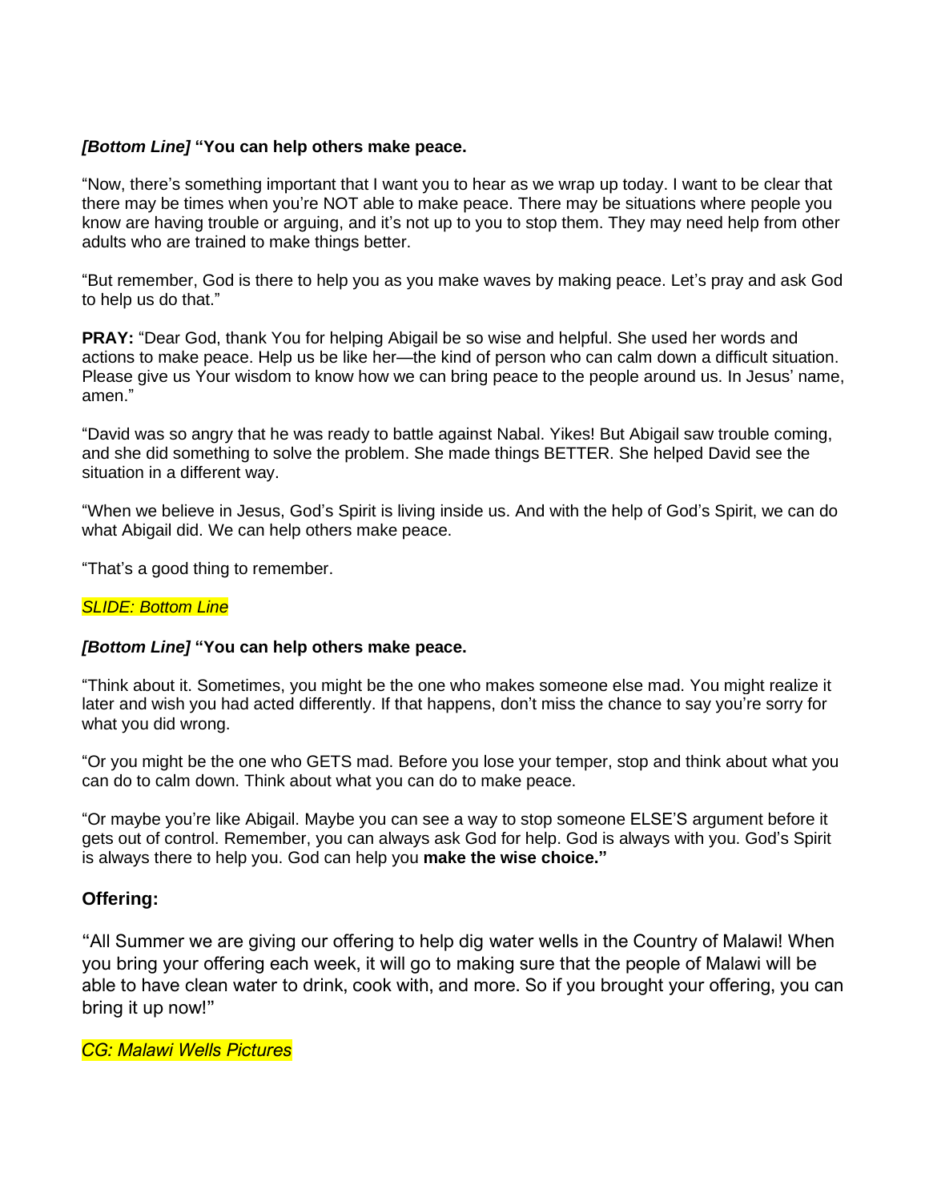***[Bottom Line]*** **"You can help others make peace.**

"Now, there's something important that I want you to hear as we wrap up today. I want to be clear that there may be times when you're NOT able to make peace. There may be situations where people you know are having trouble or arguing, and it's not up to you to stop them. They may need help from other adults who are trained to make things better.

"But remember, God is there to help you as you make waves by making peace. Let's pray and ask God to help us do that."

**PRAY:** "Dear God, thank You for helping Abigail be so wise and helpful. She used her words and actions to make peace. Help us be like her—the kind of person who can calm down a difficult situation. Please give us Your wisdom to know how we can bring peace to the people around us. In Jesus' name, amen."

"David was so angry that he was ready to battle against Nabal. Yikes! But Abigail saw trouble coming, and she did something to solve the problem. She made things BETTER. She helped David see the situation in a different way.

"When we believe in Jesus, God's Spirit is living inside us. And with the help of God's Spirit, we can do what Abigail did. We can help others make peace.

"That's a good thing to remember.

*SLIDE: Bottom Line*

***[Bottom Line]*** **"You can help others make peace.**

"Think about it. Sometimes, you might be the one who makes someone else mad. You might realize it later and wish you had acted differently. If that happens, don't miss the chance to say you're sorry for what you did wrong.

"Or you might be the one who GETS mad. Before you lose your temper, stop and think about what you can do to calm down. Think about what you can do to make peace.

"Or maybe you're like Abigail. Maybe you can see a way to stop someone ELSE'S argument before it gets out of control. Remember, you can always ask God for help. God is always with you. God's Spirit is always there to help you. God can help you **make the wise choice."**

## Offering:

"All Summer we are giving our offering to help dig water wells in the Country of Malawi! When you bring your offering each week, it will go to making sure that the people of Malawi will be able to have clean water to drink, cook with, and more. So if you brought your offering, you can bring it up now!"

*CG: Malawi Wells Pictures*